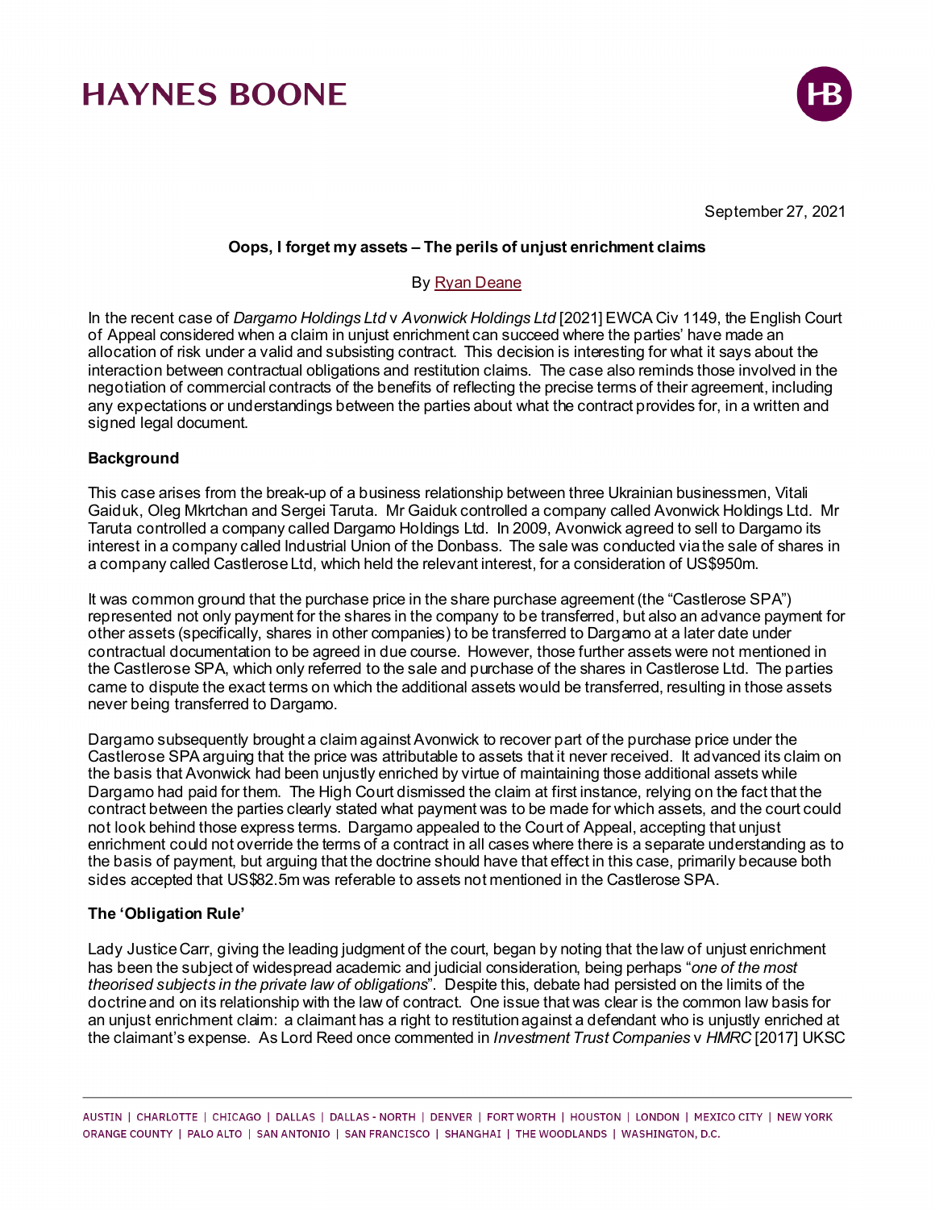HAYNES BOONE

September 27, 2021

**Oops, I forget my assets – The perils of unjust enrichment claims**

By Ryan Deane

In the recent case of *Dargamo Holdings Ltd* v *Avonwick Holdings Ltd* [2021] EWCA Civ 1149, the English Court of Appeal considered when a claim in unjust enrichment can succeed where the parties' have made an allocation of risk under a valid and subsisting contract. This decision is interesting for what it says about the interaction between contractual obligations and restitution claims. The case also reminds those involved in the negotiation of commercial contracts of the benefits of reflecting the precise terms of their agreement, including any expectations or understandings between the parties about what the contract provides for, in a written and signed legal document.

**Background**

This case arises from the break-up of a business relationship between three Ukrainian businessmen, Vitali Gaiduk, Oleg Mkrtchan and Sergei Taruta. Mr Gaiduk controlled a company called Avonwick Holdings Ltd. Mr Taruta controlled a company called Dargamo Holdings Ltd. In 2009, Avonwick agreed to sell to Dargamo its interest in a company called Industrial Union of the Donbass. The sale was conducted via the sale of shares in a company called Castlerose Ltd, which held the relevant interest, for a consideration of US$950m.

It was common ground that the purchase price in the share purchase agreement (the "Castlerose SPA") represented not only payment for the shares in the company to be transferred, but also an advance payment for other assets (specifically, shares in other companies) to be transferred to Dargamo at a later date under contractual documentation to be agreed in due course. However, those further assets were not mentioned in the Castlerose SPA, which only referred to the sale and purchase of the shares in Castlerose Ltd. The parties came to dispute the exact terms on which the additional assets would be transferred, resulting in those assets never being transferred to Dargamo.

Dargamo subsequently brought a claim against Avonwick to recover part of the purchase price under the Castlerose SPA arguing that the price was attributable to assets that it never received. It advanced its claim on the basis that Avonwick had been unjustly enriched by virtue of maintaining those additional assets while Dargamo had paid for them. The High Court dismissed the claim at first instance, relying on the fact that the contract between the parties clearly stated what payment was to be made for which assets, and the court could not look behind those express terms. Dargamo appealed to the Court of Appeal, accepting that unjust enrichment could not override the terms of a contract in all cases where there is a separate understanding as to the basis of payment, but arguing that the doctrine should have that effect in this case, primarily because both sides accepted that US$82.5m was referable to assets not mentioned in the Castlerose SPA.

**The 'Obligation Rule'**

Lady Justice Carr, giving the leading judgment of the court, began by noting that the law of unjust enrichment has been the subject of widespread academic and judicial consideration, being perhaps "*one of the most theorised subjects in the private law of obligations*". Despite this, debate had persisted on the limits of the doctrine and on its relationship with the law of contract. One issue that was clear is the common law basis for an unjust enrichment claim: a claimant has a right to restitution against a defendant who is unjustly enriched at the claimant's expense. As Lord Reed once commented in *Investment Trust Companies* v *HMRC* [2017] UKSC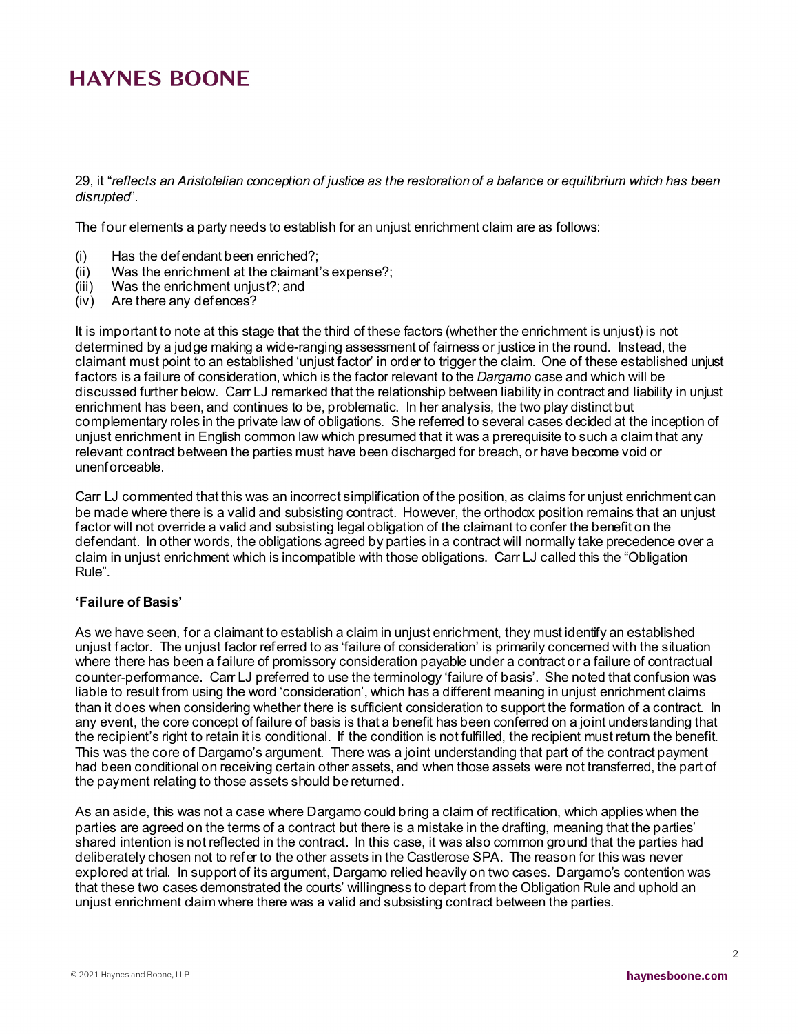29, it "*reflects an Aristotelian conception of justice as the restoration of a balance or equilibrium which has been disrupted*".

The four elements a party needs to establish for an unjust enrichment claim are as follows:

(i) Has the defendant been enriched?;
(ii) Was the enrichment at the claimant's expense?;
(iii) Was the enrichment unjust?; and
(iv) Are there any defences?

It is important to note at this stage that the third of these factors (whether the enrichment is unjust) is not determined by a judge making a wide-ranging assessment of fairness or justice in the round. Instead, the claimant must point to an established 'unjust factor' in order to trigger the claim. One of these established unjust factors is a failure of consideration, which is the factor relevant to the *Dargamo* case and which will be discussed further below. Carr LJ remarked that the relationship between liability in contract and liability in unjust enrichment has been, and continues to be, problematic. In her analysis, the two play distinct but complementary roles in the private law of obligations. She referred to several cases decided at the inception of unjust enrichment in English common law which presumed that it was a prerequisite to such a claim that any relevant contract between the parties must have been discharged for breach, or have become void or unenforceable.

Carr LJ commented that this was an incorrect simplification of the position, as claims for unjust enrichment can be made where there is a valid and subsisting contract. However, the orthodox position remains that an unjust factor will not override a valid and subsisting legal obligation of the claimant to confer the benefit on the defendant. In other words, the obligations agreed by parties in a contract will normally take precedence over a claim in unjust enrichment which is incompatible with those obligations. Carr LJ called this the "Obligation Rule".

**'Failure of Basis'**

As we have seen, for a claimant to establish a claim in unjust enrichment, they must identify an established unjust factor. The unjust factor referred to as 'failure of consideration' is primarily concerned with the situation where there has been a failure of promissory consideration payable under a contract or a failure of contractual counter-performance. Carr LJ preferred to use the terminology 'failure of basis'. She noted that confusion was liable to result from using the word 'consideration', which has a different meaning in unjust enrichment claims than it does when considering whether there is sufficient consideration to support the formation of a contract. In any event, the core concept of failure of basis is that a benefit has been conferred on a joint understanding that the recipient's right to retain it is conditional. If the condition is not fulfilled, the recipient must return the benefit. This was the core of Dargamo's argument. There was a joint understanding that part of the contract payment had been conditional on receiving certain other assets, and when those assets were not transferred, the part of the payment relating to those assets should be returned.

As an aside, this was not a case where Dargamo could bring a claim of rectification, which applies when the parties are agreed on the terms of a contract but there is a mistake in the drafting, meaning that the parties' shared intention is not reflected in the contract. In this case, it was also common ground that the parties had deliberately chosen not to refer to the other assets in the Castlerose SPA. The reason for this was never explored at trial. In support of its argument, Dargamo relied heavily on two cases. Dargamo's contention was that these two cases demonstrated the courts' willingness to depart from the Obligation Rule and uphold an unjust enrichment claim where there was a valid and subsisting contract between the parties.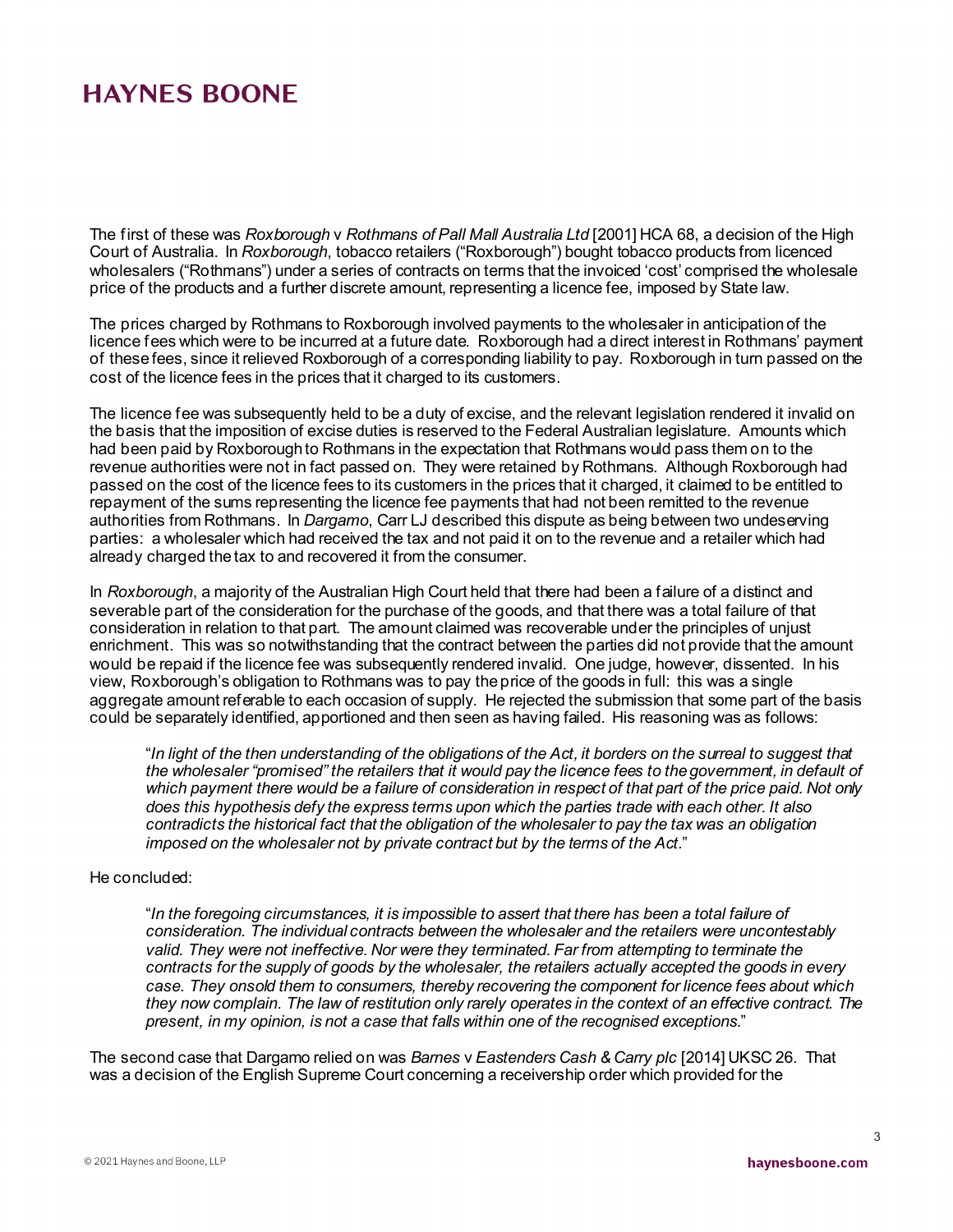The first of these was *Roxborough* v *Rothmans of Pall Mall Australia Ltd* [2001] HCA 68, a decision of the High Court of Australia. In *Roxborough*, tobacco retailers ("Roxborough") bought tobacco products from licenced wholesalers ("Rothmans") under a series of contracts on terms that the invoiced 'cost' comprised the wholesale price of the products and a further discrete amount, representing a licence fee, imposed by State law.

The prices charged by Rothmans to Roxborough involved payments to the wholesaler in anticipation of the licence fees which were to be incurred at a future date. Roxborough had a direct interest in Rothmans' payment of these fees, since it relieved Roxborough of a corresponding liability to pay. Roxborough in turn passed on the cost of the licence fees in the prices that it charged to its customers.

The licence fee was subsequently held to be a duty of excise, and the relevant legislation rendered it invalid on the basis that the imposition of excise duties is reserved to the Federal Australian legislature. Amounts which had been paid by Roxborough to Rothmans in the expectation that Rothmans would pass them on to the revenue authorities were not in fact passed on. They were retained by Rothmans. Although Roxborough had passed on the cost of the licence fees to its customers in the prices that it charged, it claimed to be entitled to repayment of the sums representing the licence fee payments that had not been remitted to the revenue authorities from Rothmans. In *Dargamo*, Carr LJ described this dispute as being between two undeserving parties: a wholesaler which had received the tax and not paid it on to the revenue and a retailer which had already charged the tax to and recovered it from the consumer.

In *Roxborough*, a majority of the Australian High Court held that there had been a failure of a distinct and severable part of the consideration for the purchase of the goods, and that there was a total failure of that consideration in relation to that part. The amount claimed was recoverable under the principles of unjust enrichment. This was so notwithstanding that the contract between the parties did not provide that the amount would be repaid if the licence fee was subsequently rendered invalid. One judge, however, dissented. In his view, Roxborough's obligation to Rothmans was to pay the price of the goods in full: this was a single aggregate amount referable to each occasion of supply. He rejected the submission that some part of the basis could be separately identified, apportioned and then seen as having failed. His reasoning was as follows:

> "*In light of the then understanding of the obligations of the Act, it borders on the surreal to suggest that the wholesaler "promised" the retailers that it would pay the licence fees to the government, in default of which payment there would be a failure of consideration in respect of that part of the price paid. Not only does this hypothesis defy the express terms upon which the parties trade with each other. It also contradicts the historical fact that the obligation of the wholesaler to pay the tax was an obligation imposed on the wholesaler not by private contract but by the terms of the Act*."

He concluded:

> "*In the foregoing circumstances, it is impossible to assert that there has been a total failure of consideration. The individual contracts between the wholesaler and the retailers were uncontestably valid. They were not ineffective. Nor were they terminated. Far from attempting to terminate the contracts for the supply of goods by the wholesaler, the retailers actually accepted the goods in every case. They onsold them to consumers, thereby recovering the component for licence fees about which they now complain. The law of restitution only rarely operates in the context of an effective contract. The present, in my opinion, is not a case that falls within one of the recognised exceptions*."

The second case that Dargamo relied on was *Barnes* v *Eastenders Cash & Carry plc* [2014] UKSC 26. That was a decision of the English Supreme Court concerning a receivership order which provided for the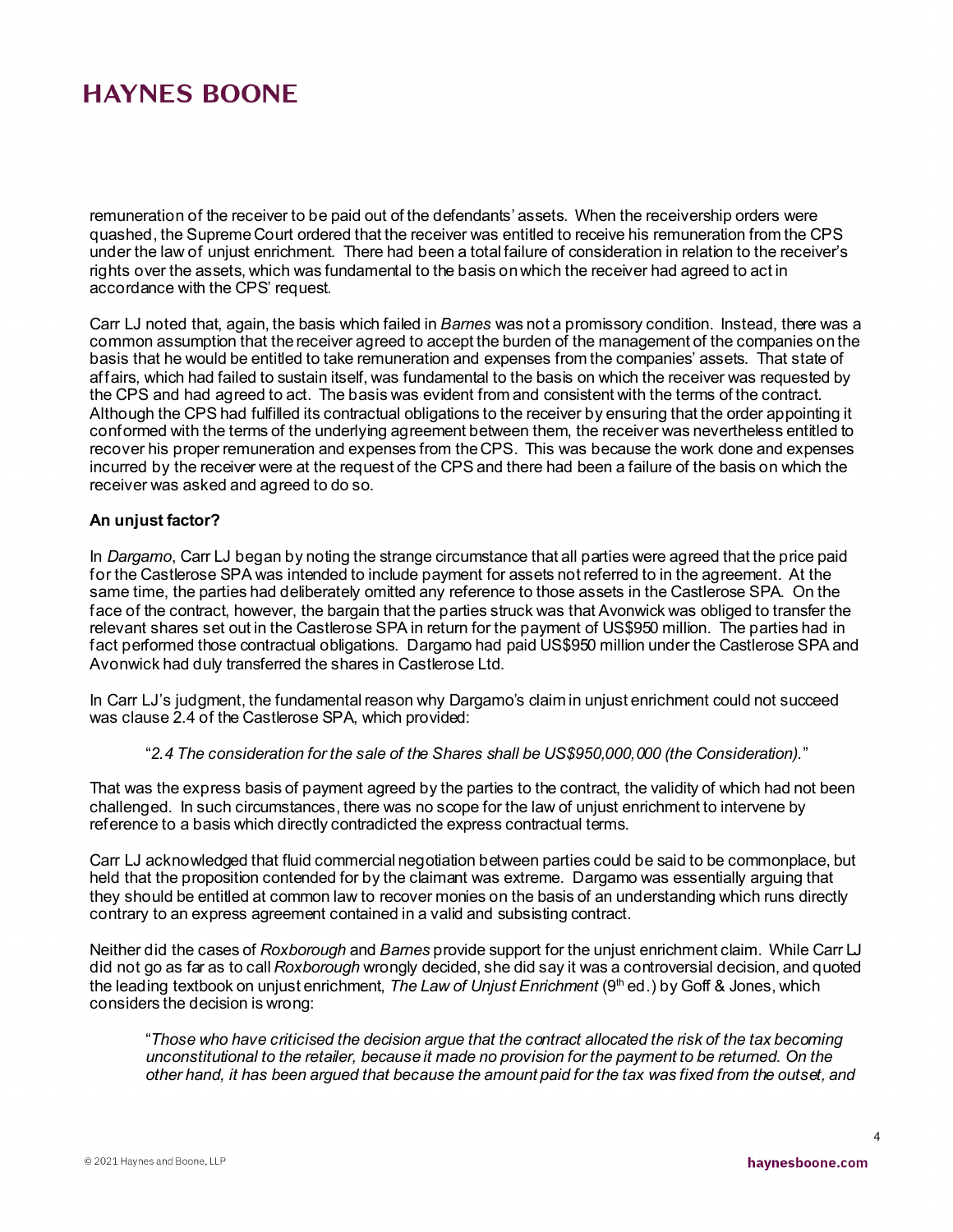remuneration of the receiver to be paid out of the defendants' assets. When the receivership orders were quashed, the Supreme Court ordered that the receiver was entitled to receive his remuneration from the CPS under the law of unjust enrichment. There had been a total failure of consideration in relation to the receiver's rights over the assets, which was fundamental to the basis on which the receiver had agreed to act in accordance with the CPS' request.

Carr LJ noted that, again, the basis which failed in *Barnes* was not a promissory condition. Instead, there was a common assumption that the receiver agreed to accept the burden of the management of the companies on the basis that he would be entitled to take remuneration and expenses from the companies' assets. That state of affairs, which had failed to sustain itself, was fundamental to the basis on which the receiver was requested by the CPS and had agreed to act. The basis was evident from and consistent with the terms of the contract. Although the CPS had fulfilled its contractual obligations to the receiver by ensuring that the order appointing it conformed with the terms of the underlying agreement between them, the receiver was nevertheless entitled to recover his proper remuneration and expenses from the CPS. This was because the work done and expenses incurred by the receiver were at the request of the CPS and there had been a failure of the basis on which the receiver was asked and agreed to do so.

**An unjust factor?**

In *Dargamo*, Carr LJ began by noting the strange circumstance that all parties were agreed that the price paid for the Castlerose SPA was intended to include payment for assets not referred to in the agreement. At the same time, the parties had deliberately omitted any reference to those assets in the Castlerose SPA. On the face of the contract, however, the bargain that the parties struck was that Avonwick was obliged to transfer the relevant shares set out in the Castlerose SPA in return for the payment of US$950 million. The parties had in fact performed those contractual obligations. Dargamo had paid US$950 million under the Castlerose SPA and Avonwick had duly transferred the shares in Castlerose Ltd.

In Carr LJ's judgment, the fundamental reason why Dargamo's claim in unjust enrichment could not succeed was clause 2.4 of the Castlerose SPA, which provided:

> "*2.4 The consideration for the sale of the Shares shall be US$950,000,000 (the Consideration).*"

That was the express basis of payment agreed by the parties to the contract, the validity of which had not been challenged. In such circumstances, there was no scope for the law of unjust enrichment to intervene by reference to a basis which directly contradicted the express contractual terms.

Carr LJ acknowledged that fluid commercial negotiation between parties could be said to be commonplace, but held that the proposition contended for by the claimant was extreme. Dargamo was essentially arguing that they should be entitled at common law to recover monies on the basis of an understanding which runs directly contrary to an express agreement contained in a valid and subsisting contract.

Neither did the cases of *Roxborough* and *Barnes* provide support for the unjust enrichment claim. While Carr LJ did not go as far as to call *Roxborough* wrongly decided, she did say it was a controversial decision, and quoted the leading textbook on unjust enrichment, *The Law of Unjust Enrichment* (9th ed.) by Goff & Jones, which considers the decision is wrong:

> "*Those who have criticised the decision argue that the contract allocated the risk of the tax becoming unconstitutional to the retailer, because it made no provision for the payment to be returned. On the other hand, it has been argued that because the amount paid for the tax was fixed from the outset, and*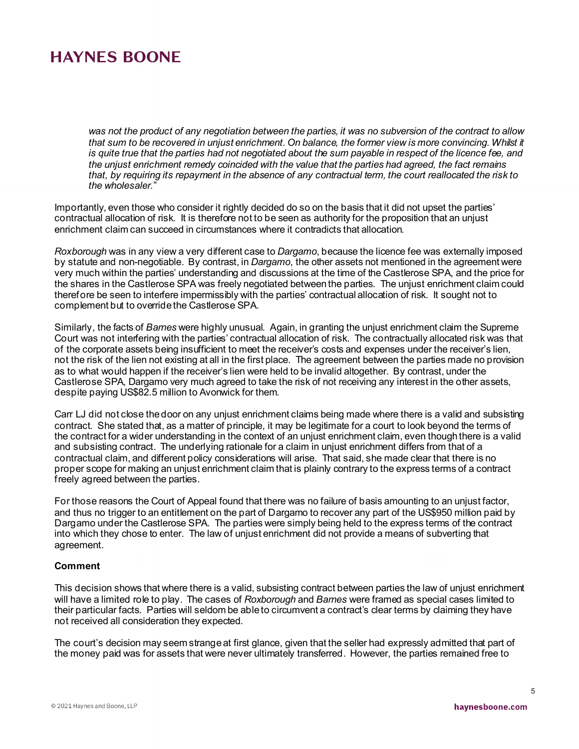*was not the product of any negotiation between the parties, it was no subversion of the contract to allow that sum to be recovered in unjust enrichment. On balance, the former view is more convincing. Whilst it is quite true that the parties had not negotiated about the sum payable in respect of the licence fee, and the unjust enrichment remedy coincided with the value that the parties had agreed, the fact remains that, by requiring its repayment in the absence of any contractual term, the court reallocated the risk to the wholesaler.*"

Importantly, even those who consider it rightly decided do so on the basis that it did not upset the parties' contractual allocation of risk. It is therefore not to be seen as authority for the proposition that an unjust enrichment claim can succeed in circumstances where it contradicts that allocation.

*Roxborough* was in any view a very different case to *Dargamo*, because the licence fee was externally imposed by statute and non-negotiable. By contrast, in *Dargamo*, the other assets not mentioned in the agreement were very much within the parties' understanding and discussions at the time of the Castlerose SPA, and the price for the shares in the Castlerose SPA was freely negotiated between the parties. The unjust enrichment claim could therefore be seen to interfere impermissibly with the parties' contractual allocation of risk. It sought not to complement but to override the Castlerose SPA.

Similarly, the facts of *Barnes* were highly unusual. Again, in granting the unjust enrichment claim the Supreme Court was not interfering with the parties' contractual allocation of risk. The contractually allocated risk was that of the corporate assets being insufficient to meet the receiver's costs and expenses under the receiver's lien, not the risk of the lien not existing at all in the first place. The agreement between the parties made no provision as to what would happen if the receiver's lien were held to be invalid altogether. By contrast, under the Castlerose SPA, Dargamo very much agreed to take the risk of not receiving any interest in the other assets, despite paying US$82.5 million to Avonwick for them.

Carr LJ did not close the door on any unjust enrichment claims being made where there is a valid and subsisting contract. She stated that, as a matter of principle, it may be legitimate for a court to look beyond the terms of the contract for a wider understanding in the context of an unjust enrichment claim, even though there is a valid and subsisting contract. The underlying rationale for a claim in unjust enrichment differs from that of a contractual claim, and different policy considerations will arise. That said, she made clear that there is no proper scope for making an unjust enrichment claim that is plainly contrary to the express terms of a contract freely agreed between the parties.

For those reasons the Court of Appeal found that there was no failure of basis amounting to an unjust factor, and thus no trigger to an entitlement on the part of Dargamo to recover any part of the US$950 million paid by Dargamo under the Castlerose SPA. The parties were simply being held to the express terms of the contract into which they chose to enter. The law of unjust enrichment did not provide a means of subverting that agreement.

**Comment**

This decision shows that where there is a valid, subsisting contract between parties the law of unjust enrichment will have a limited role to play. The cases of *Roxborough* and *Barnes* were framed as special cases limited to their particular facts. Parties will seldom be able to circumvent a contract's clear terms by claiming they have not received all consideration they expected.

The court's decision may seem strange at first glance, given that the seller had expressly admitted that part of the money paid was for assets that were never ultimately transferred. However, the parties remained free to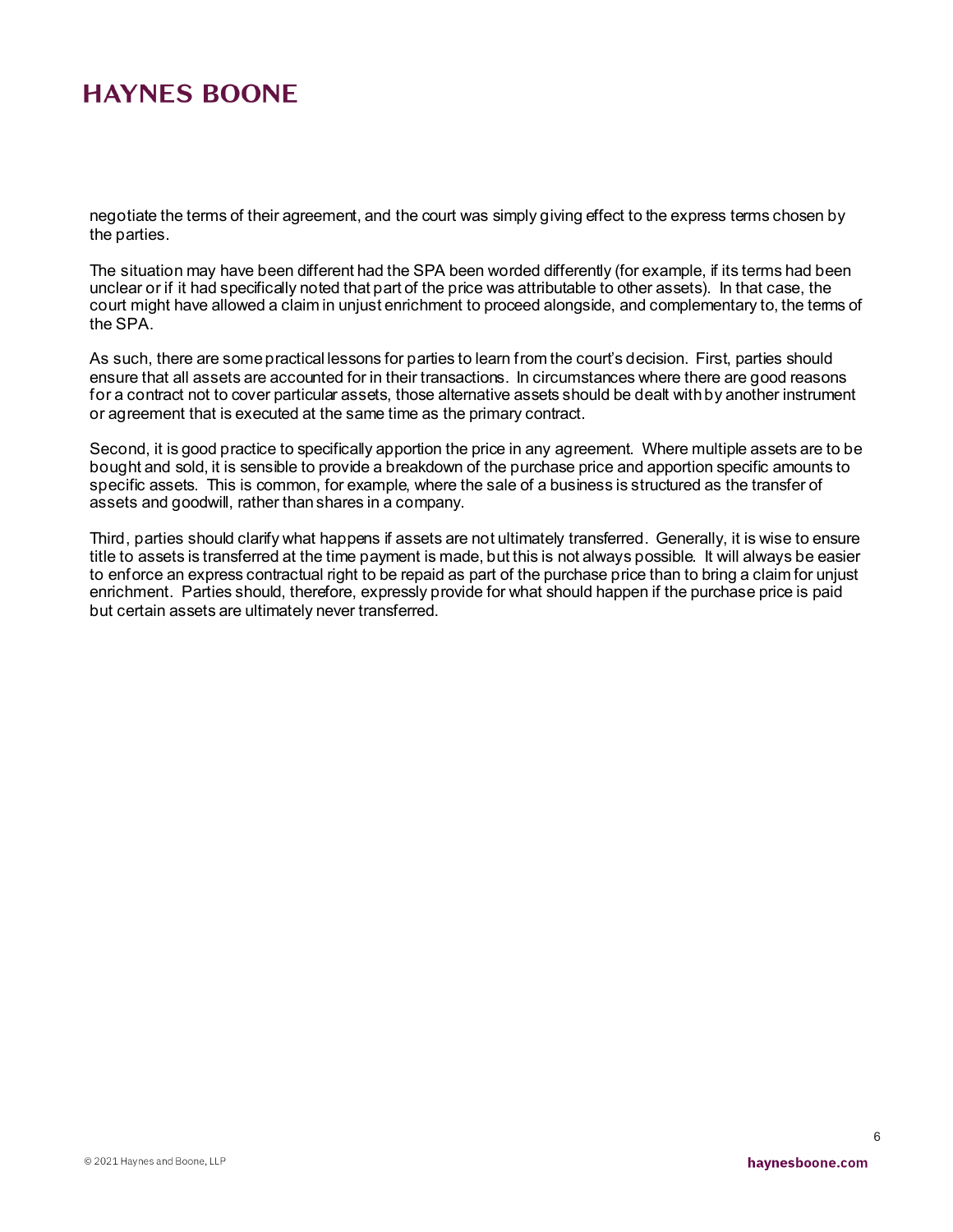negotiate the terms of their agreement, and the court was simply giving effect to the express terms chosen by the parties.

The situation may have been different had the SPA been worded differently (for example, if its terms had been unclear or if it had specifically noted that part of the price was attributable to other assets). In that case, the court might have allowed a claim in unjust enrichment to proceed alongside, and complementary to, the terms of the SPA.

As such, there are some practical lessons for parties to learn from the court's decision. First, parties should ensure that all assets are accounted for in their transactions. In circumstances where there are good reasons for a contract not to cover particular assets, those alternative assets should be dealt with by another instrument or agreement that is executed at the same time as the primary contract.

Second, it is good practice to specifically apportion the price in any agreement. Where multiple assets are to be bought and sold, it is sensible to provide a breakdown of the purchase price and apportion specific amounts to specific assets. This is common, for example, where the sale of a business is structured as the transfer of assets and goodwill, rather than shares in a company.

Third, parties should clarify what happens if assets are not ultimately transferred. Generally, it is wise to ensure title to assets is transferred at the time payment is made, but this is not always possible. It will always be easier to enforce an express contractual right to be repaid as part of the purchase price than to bring a claim for unjust enrichment. Parties should, therefore, expressly provide for what should happen if the purchase price is paid but certain assets are ultimately never transferred.